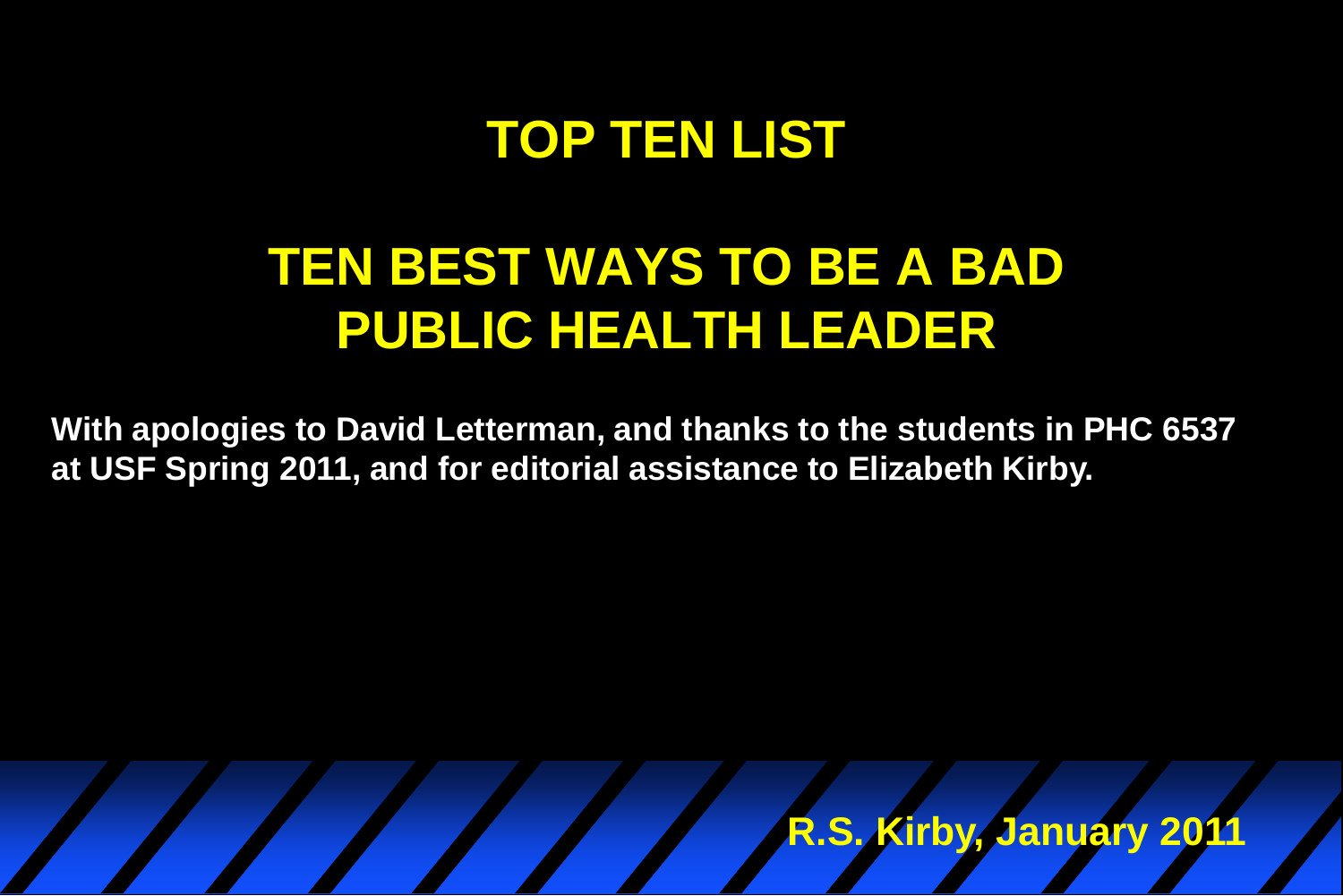# TOP TEN LIST

## TEN BEST WAYS TO BE A BAD PUBLIC HEALTH LEADER

**With apologies to David Letterman, and thanks to the students in PHC 6537 at USF Spring 2011, and for editorial assistance to Elizabeth Kirby.**

**R.S. Kirby, January 2011**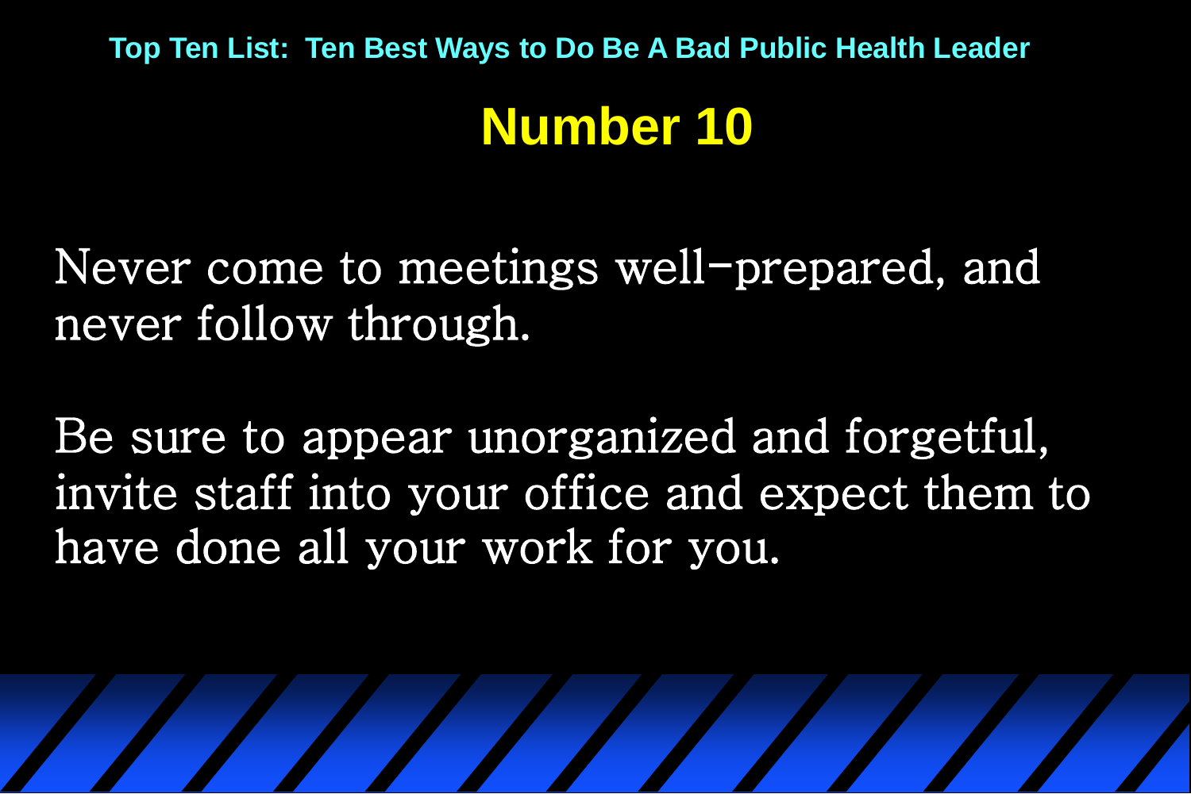**Top Ten List: Ten Best Ways to Do Be A Bad Public Health Leader**

## Number 10

Never come to meetings well-prepared, and never follow through.

Be sure to appear unorganized and forgetful, invite staff into your office and expect them to have done all your work for you.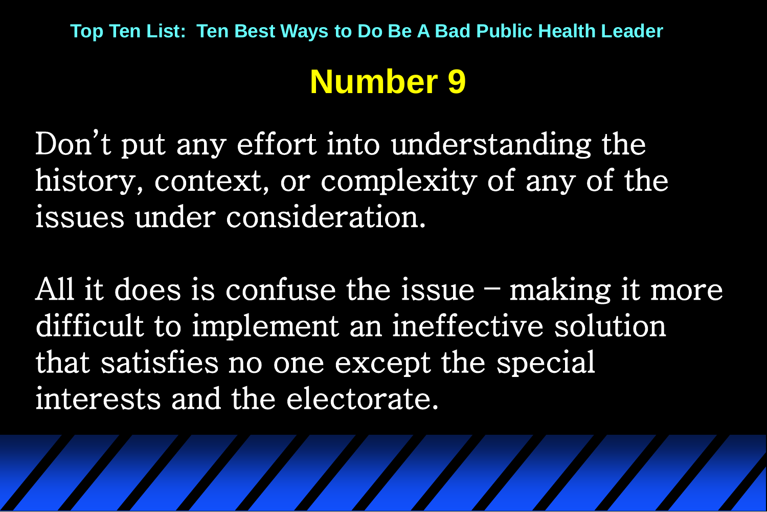Top Ten List: Ten Best Ways to Do Be A Bad Public Health Leader

# Number 9

Don’t put any effort into understanding the history, context, or complexity of any of the issues under consideration.

All it does is confuse the issue – making it more difficult to implement an ineffective solution that satisfies no one except the special interests and the electorate.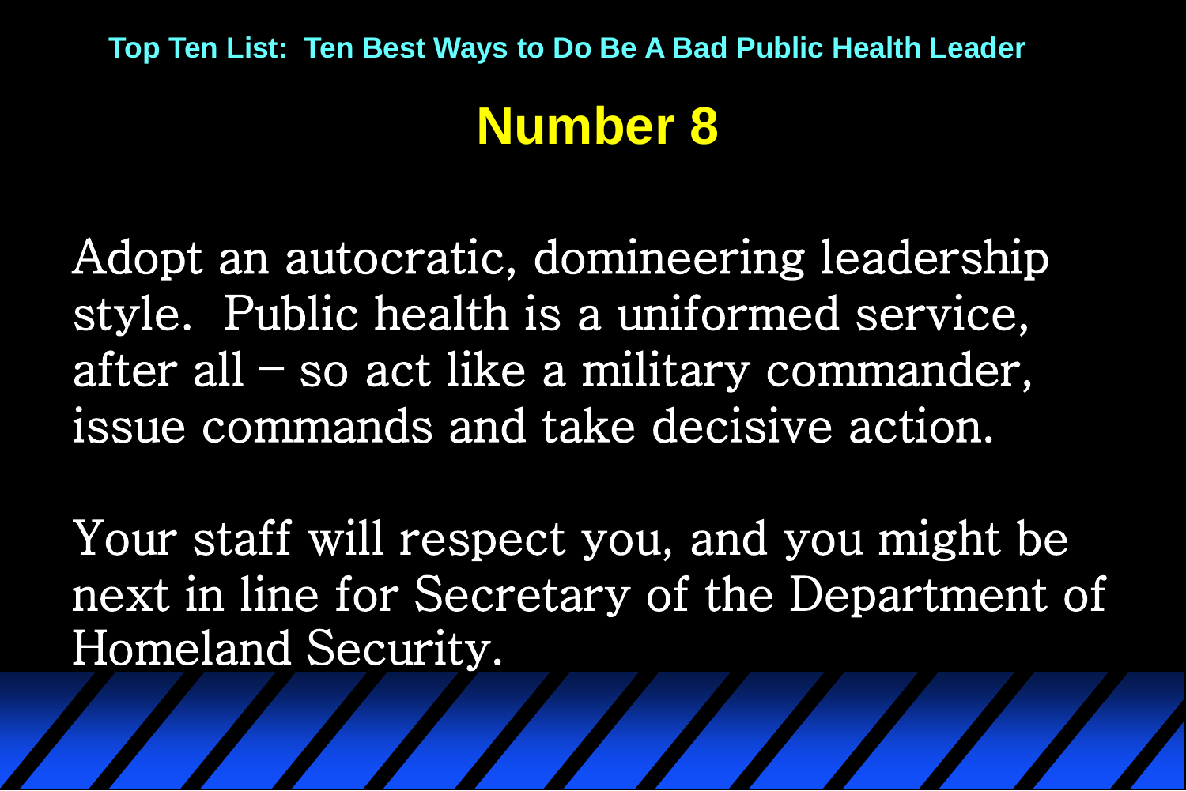Top Ten List: Ten Best Ways to Do Be A Bad Public Health Leader

## Number 8

Adopt an autocratic, domineering leadership style. Public health is a uniformed service, after all – so act like a military commander, issue commands and take decisive action.

Your staff will respect you, and you might be next in line for Secretary of the Department of Homeland Security.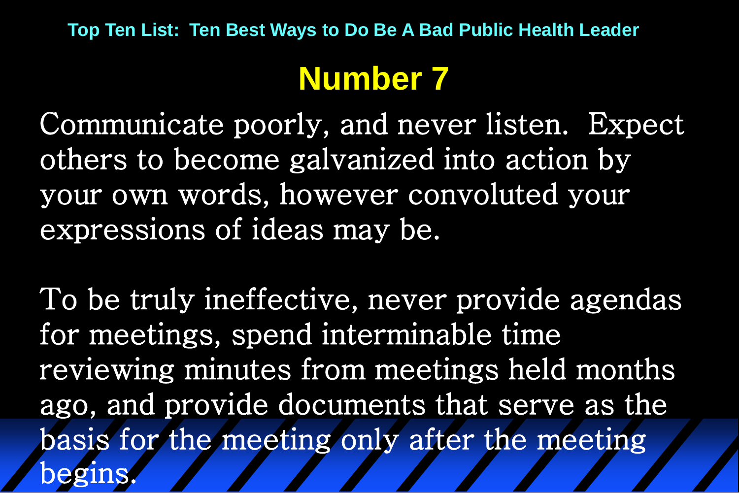Top Ten List: Ten Best Ways to Do Be A Bad Public Health Leader

## Number 7

Communicate poorly, and never listen. Expect others to become galvanized into action by your own words, however convoluted your expressions of ideas may be.

To be truly ineffective, never provide agendas for meetings, spend interminable time reviewing minutes from meetings held months ago, and provide documents that serve as the basis for the meeting only after the meeting begins.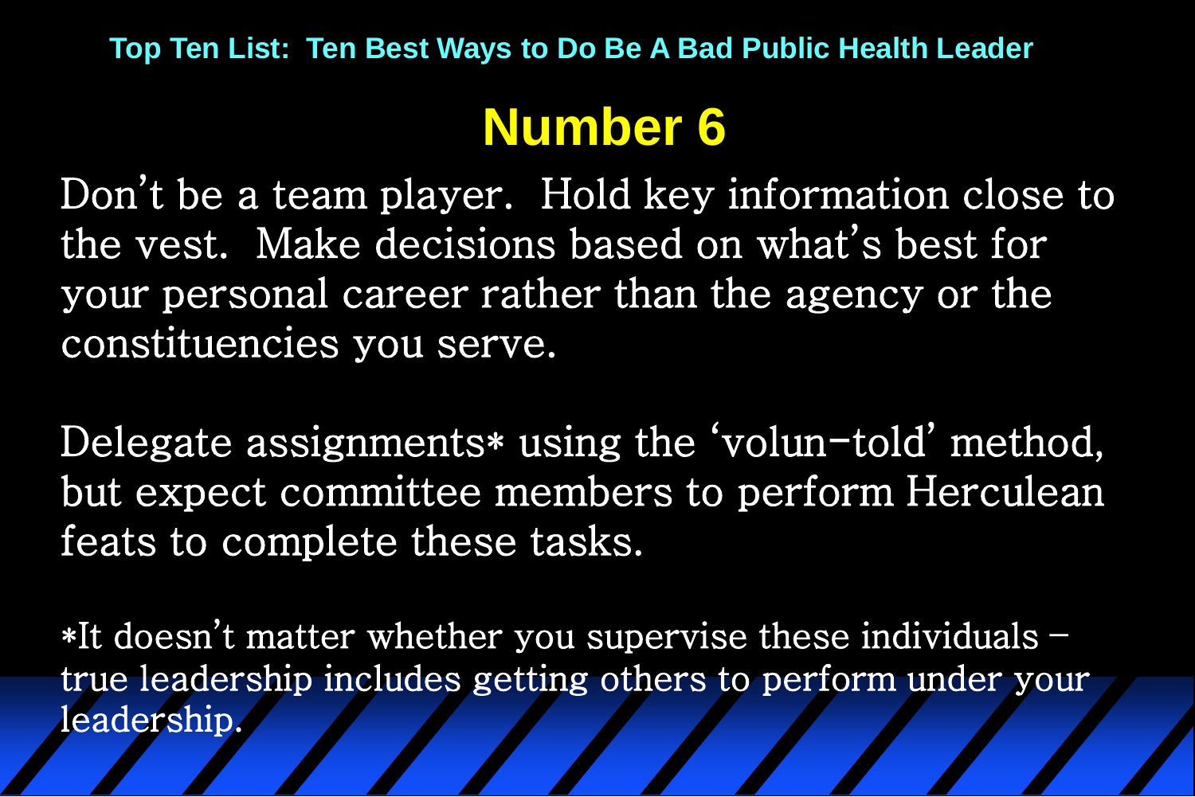### Top Ten List: Ten Best Ways to Do Be A Bad Public Health Leader

# Number 6

Don't be a team player. Hold key information close to the vest. Make decisions based on what's best for your personal career rather than the agency or the constituencies you serve.

Delegate assignments* using the 'volun-told' method, but expect committee members to perform Herculean feats to complete these tasks.

*It doesn't matter whether you supervise these individuals – true leadership includes getting others to perform under your leadership.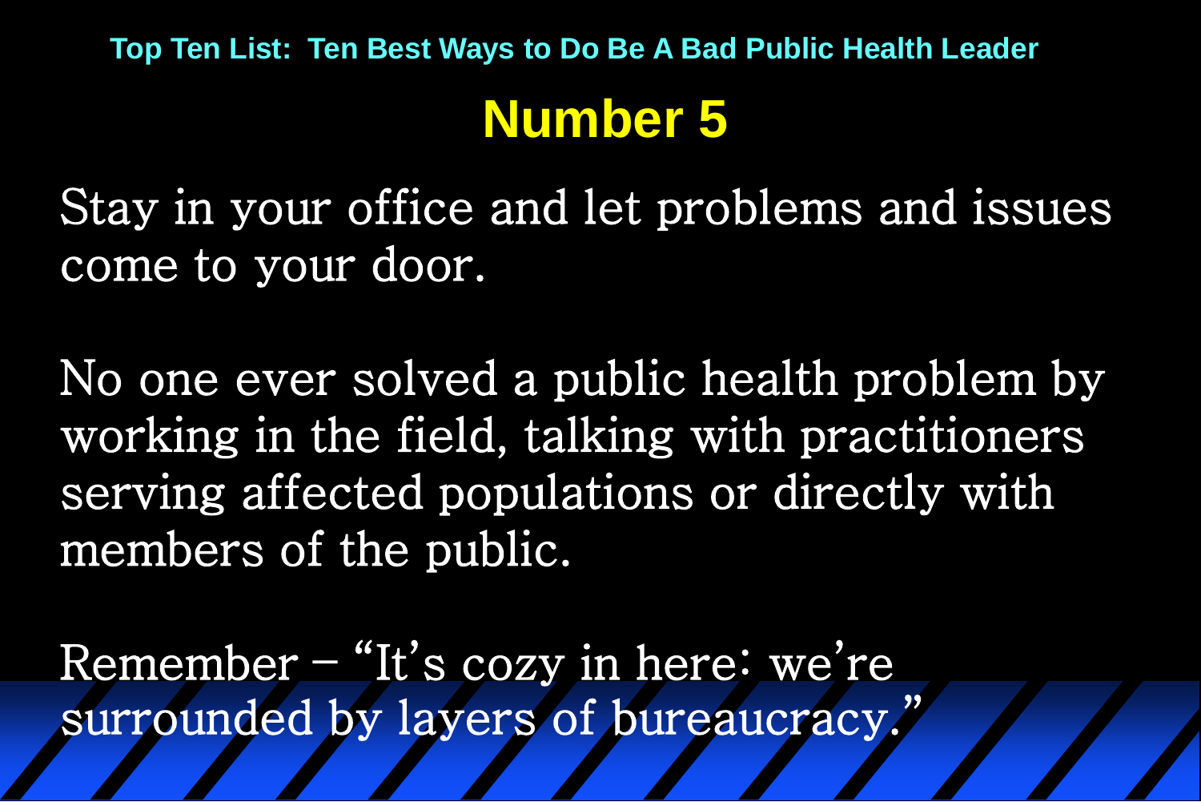**Top Ten List: Ten Best Ways to Do Be A Bad Public Health Leader**

# Number 5

Stay in your office and let problems and issues come to your door.

No one ever solved a public health problem by working in the field, talking with practitioners serving affected populations or directly with members of the public.

Remember – "It's cozy in here: we're surrounded by layers of bureaucracy."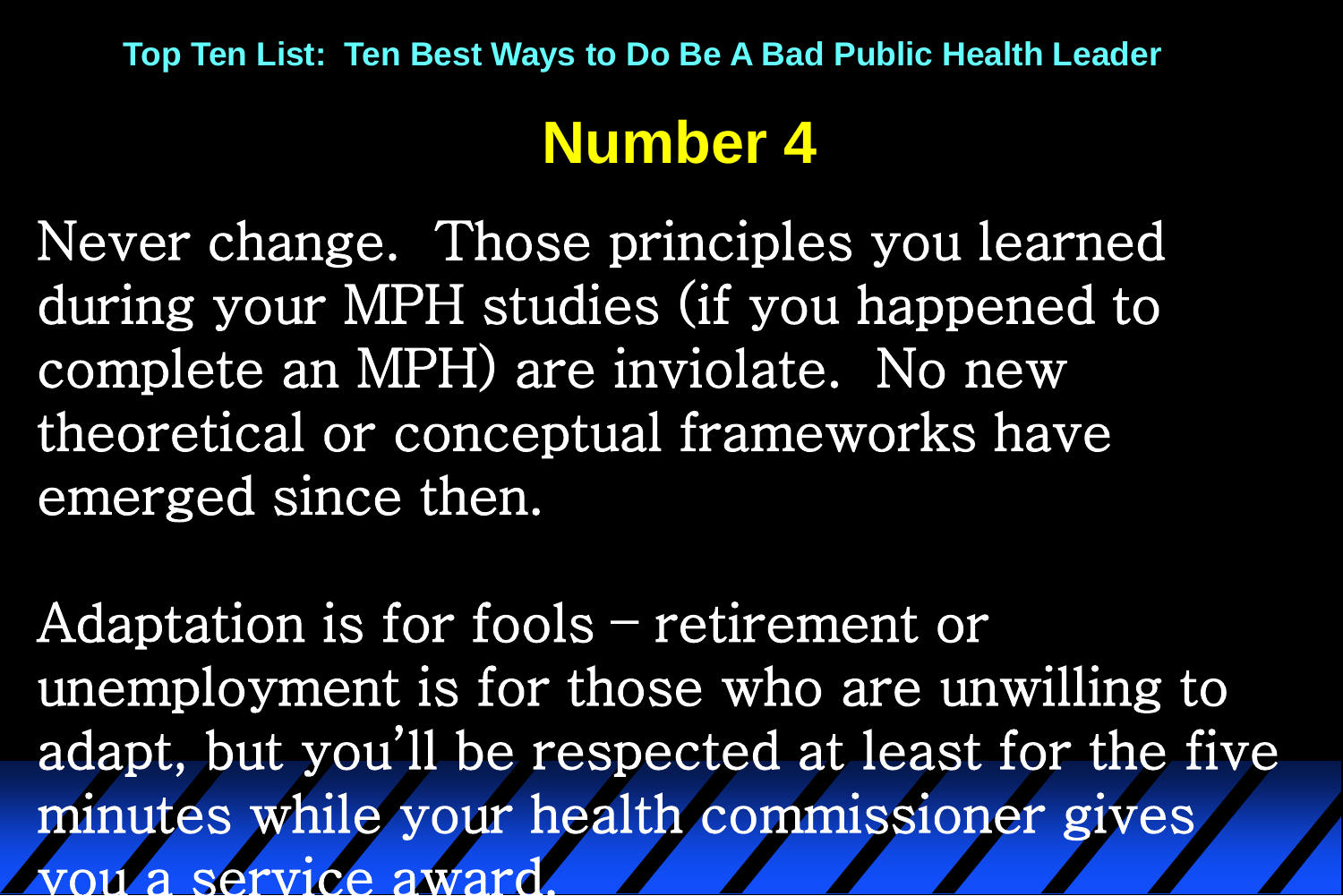Top Ten List: Ten Best Ways to Do Be A Bad Public Health Leader

## Number 4

Never change. Those principles you learned during your MPH studies (if you happened to complete an MPH) are inviolate. No new theoretical or conceptual frameworks have emerged since then.

Adaptation is for fools – retirement or unemployment is for those who are unwilling to adapt, but you'll be respected at least for the five minutes while your health commissioner gives you a service award.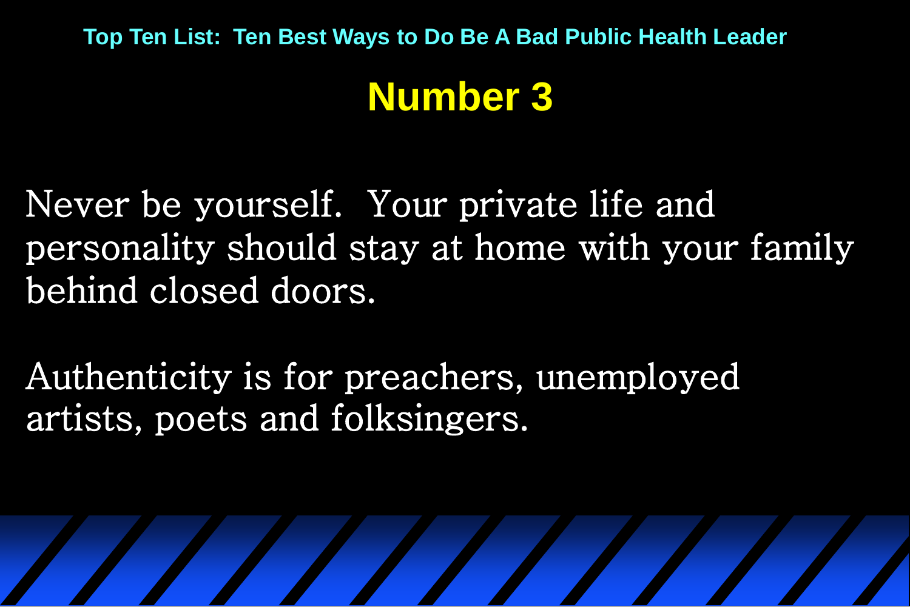Top Ten List: Ten Best Ways to Do Be A Bad Public Health Leader

## Number 3

Never be yourself. Your private life and personality should stay at home with your family behind closed doors.

Authenticity is for preachers, unemployed artists, poets and folksingers.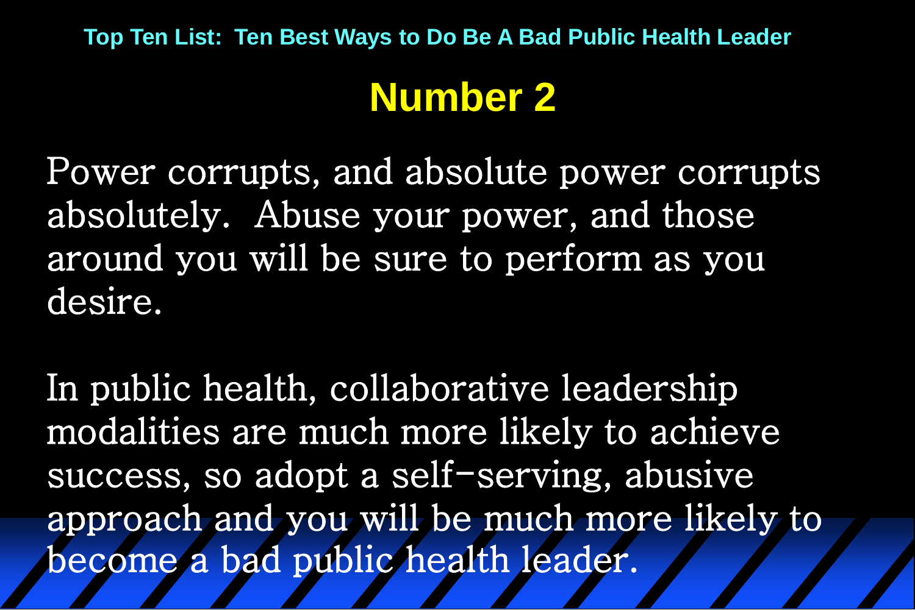Top Ten List: Ten Best Ways to Do Be A Bad Public Health Leader

# Number 2

Power corrupts, and absolute power corrupts absolutely. Abuse your power, and those around you will be sure to perform as you desire.

In public health, collaborative leadership modalities are much more likely to achieve success, so adopt a self-serving, abusive approach and you will be much more likely to become a bad public health leader.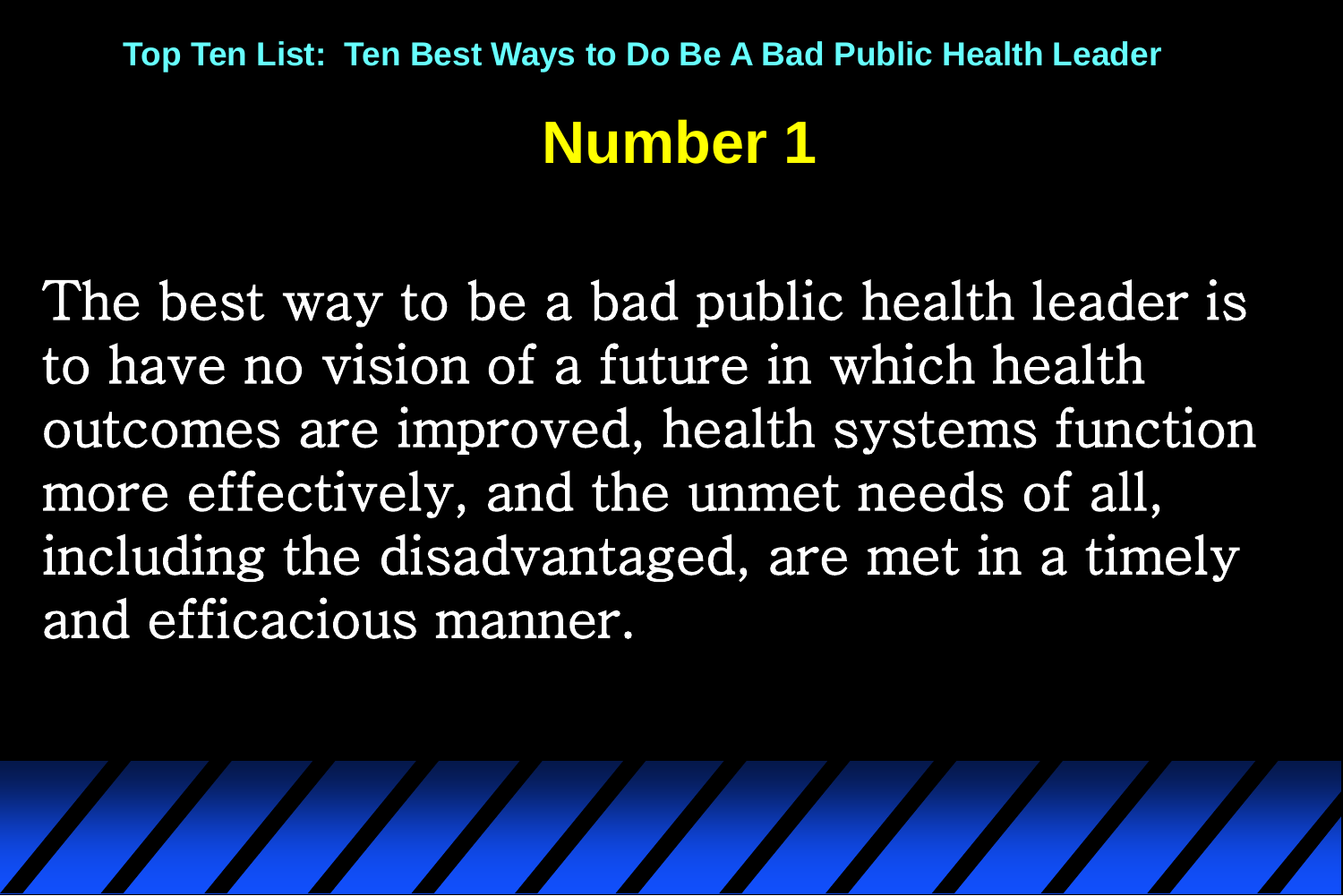**Top Ten List: Ten Best Ways to Do Be A Bad Public Health Leader**

# Number 1

The best way to be a bad public health leader is to have no vision of a future in which health outcomes are improved, health systems function more effectively, and the unmet needs of all, including the disadvantaged, are met in a timely and efficacious manner.